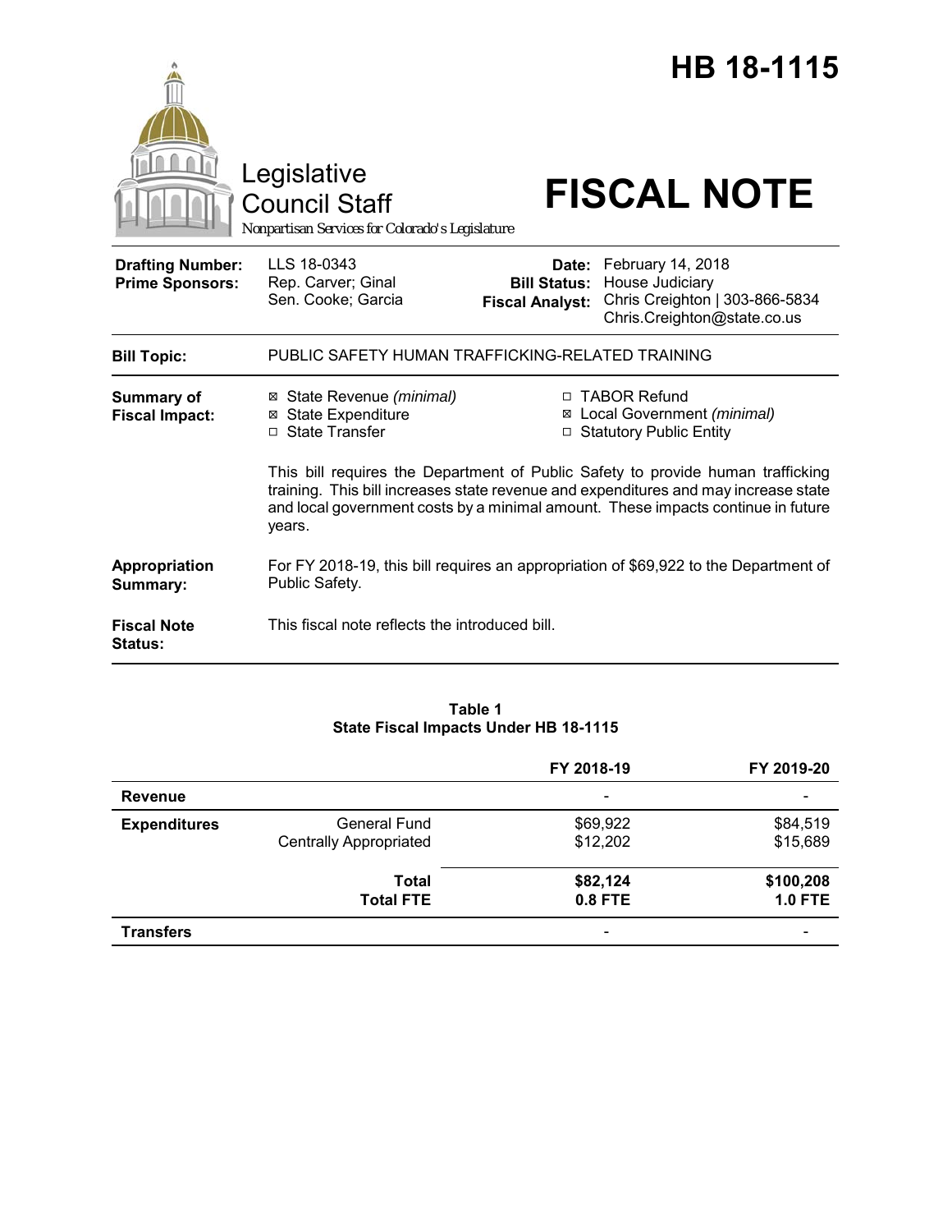# HB 18-1115

Legislative Council Staff

*Nonpartisan Services for Colorado's Legislature*

# FISCAL NOTE

| | | | |
|---|---|---|---|
| **Drafting Number:** | LLS 18-0343 | **Date:** | February 14, 2018 |
| **Prime Sponsors:** | Rep. Carver; Ginal<br>Sen. Cooke; Garcia | **Bill Status:** | House Judiciary |
| | | **Fiscal Analyst:** | Chris Creighton \| 303-866-5834<br>Chris.Creighton@state.co.us |

**Bill Topic:** PUBLIC SAFETY HUMAN TRAFFICKING-RELATED TRAINING

**Summary of Fiscal Impact:**

- ☒ State Revenue *(minimal)*
- ☒ State Expenditure
- ☐ State Transfer
- ☐ TABOR Refund
- ☒ Local Government *(minimal)*
- ☐ Statutory Public Entity

This bill requires the Department of Public Safety to provide human trafficking training. This bill increases state revenue and expenditures and may increase state and local government costs by a minimal amount. These impacts continue in future years.

**Appropriation Summary:** For FY 2018-19, this bill requires an appropriation of $69,922 to the Department of Public Safety.

**Fiscal Note Status:** This fiscal note reflects the introduced bill.

**Table 1**
**State Fiscal Impacts Under HB 18-1115**

| | | FY 2018-19 | FY 2019-20 |
|---|---|---|---|
| **Revenue** | | - | - |
| **Expenditures** | General Fund | $69,922 | $84,519 |
| | Centrally Appropriated | $12,202 | $15,689 |
| | **Total** | **$82,124** | **$100,208** |
| | **Total FTE** | **0.8 FTE** | **1.0 FTE** |
| **Transfers** | | - | - |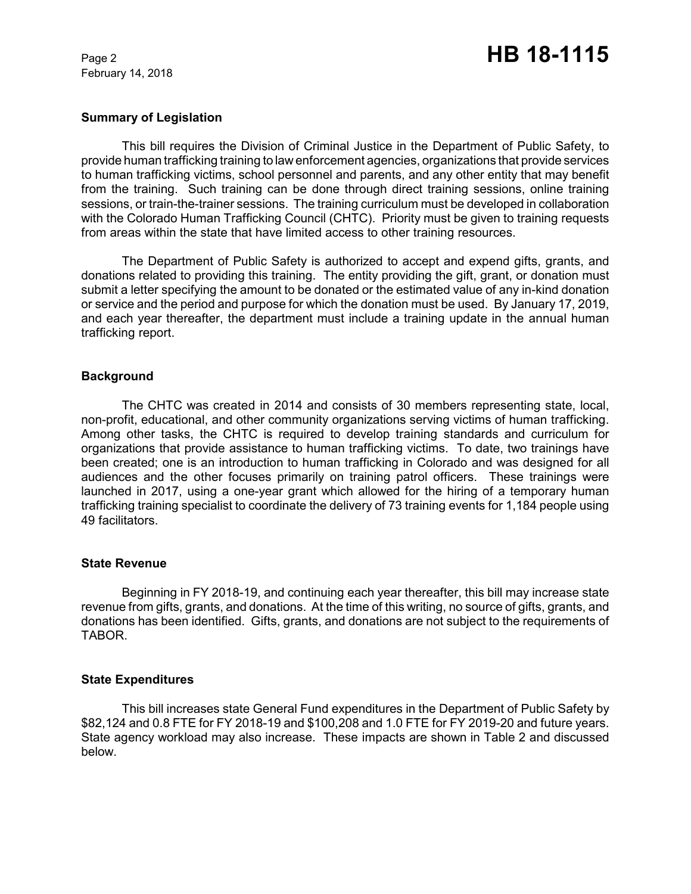### Summary of Legislation

This bill requires the Division of Criminal Justice in the Department of Public Safety, to provide human trafficking training to law enforcement agencies, organizations that provide services to human trafficking victims, school personnel and parents, and any other entity that may benefit from the training. Such training can be done through direct training sessions, online training sessions, or train-the-trainer sessions. The training curriculum must be developed in collaboration with the Colorado Human Trafficking Council (CHTC). Priority must be given to training requests from areas within the state that have limited access to other training resources.

The Department of Public Safety is authorized to accept and expend gifts, grants, and donations related to providing this training. The entity providing the gift, grant, or donation must submit a letter specifying the amount to be donated or the estimated value of any in-kind donation or service and the period and purpose for which the donation must be used. By January 17, 2019, and each year thereafter, the department must include a training update in the annual human trafficking report.

### Background

The CHTC was created in 2014 and consists of 30 members representing state, local, non-profit, educational, and other community organizations serving victims of human trafficking. Among other tasks, the CHTC is required to develop training standards and curriculum for organizations that provide assistance to human trafficking victims. To date, two trainings have been created; one is an introduction to human trafficking in Colorado and was designed for all audiences and the other focuses primarily on training patrol officers. These trainings were launched in 2017, using a one-year grant which allowed for the hiring of a temporary human trafficking training specialist to coordinate the delivery of 73 training events for 1,184 people using 49 facilitators.

### State Revenue

Beginning in FY 2018-19, and continuing each year thereafter, this bill may increase state revenue from gifts, grants, and donations. At the time of this writing, no source of gifts, grants, and donations has been identified. Gifts, grants, and donations are not subject to the requirements of TABOR.

### State Expenditures

This bill increases state General Fund expenditures in the Department of Public Safety by $82,124 and 0.8 FTE for FY 2018-19 and $100,208 and 1.0 FTE for FY 2019-20 and future years. State agency workload may also increase. These impacts are shown in Table 2 and discussed below.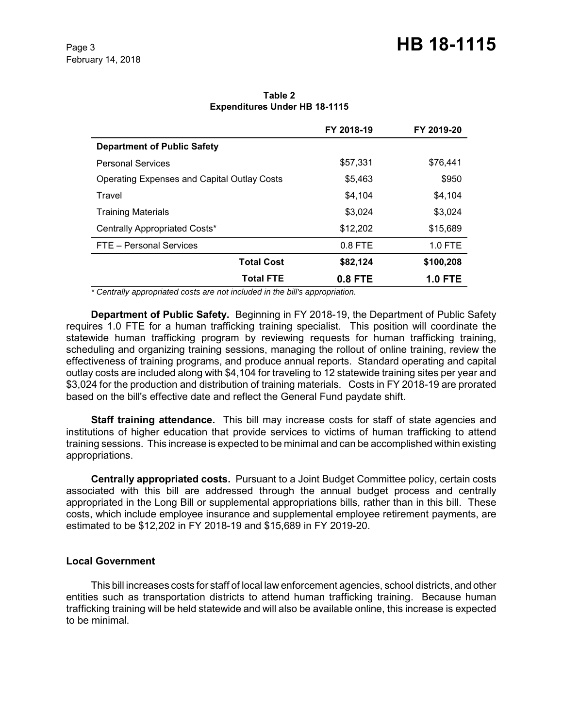**Table 2**
**Expenditures Under HB 18-1115**

| | FY 2018-19 | FY 2019-20 |
|---|---|---|
| **Department of Public Safety** | | |
| Personal Services | $57,331 | $76,441 |
| Operating Expenses and Capital Outlay Costs | $5,463 | $950 |
| Travel | $4,104 | $4,104 |
| Training Materials | $3,024 | $3,024 |
| Centrally Appropriated Costs* | $12,202 | $15,689 |
| FTE – Personal Services | 0.8 FTE | 1.0 FTE |
| **Total Cost** | **$82,124** | **$100,208** |
| **Total FTE** | **0.8 FTE** | **1.0 FTE** |

*\* Centrally appropriated costs are not included in the bill's appropriation.*

**Department of Public Safety.** Beginning in FY 2018-19, the Department of Public Safety requires 1.0 FTE for a human trafficking training specialist. This position will coordinate the statewide human trafficking program by reviewing requests for human trafficking training, scheduling and organizing training sessions, managing the rollout of online training, review the effectiveness of training programs, and produce annual reports. Standard operating and capital outlay costs are included along with $4,104 for traveling to 12 statewide training sites per year and $3,024 for the production and distribution of training materials. Costs in FY 2018-19 are prorated based on the bill's effective date and reflect the General Fund paydate shift.

**Staff training attendance.** This bill may increase costs for staff of state agencies and institutions of higher education that provide services to victims of human trafficking to attend training sessions. This increase is expected to be minimal and can be accomplished within existing appropriations.

**Centrally appropriated costs.** Pursuant to a Joint Budget Committee policy, certain costs associated with this bill are addressed through the annual budget process and centrally appropriated in the Long Bill or supplemental appropriations bills, rather than in this bill. These costs, which include employee insurance and supplemental employee retirement payments, are estimated to be $12,202 in FY 2018-19 and $15,689 in FY 2019-20.

### Local Government

This bill increases costs for staff of local law enforcement agencies, school districts, and other entities such as transportation districts to attend human trafficking training. Because human trafficking training will be held statewide and will also be available online, this increase is expected to be minimal.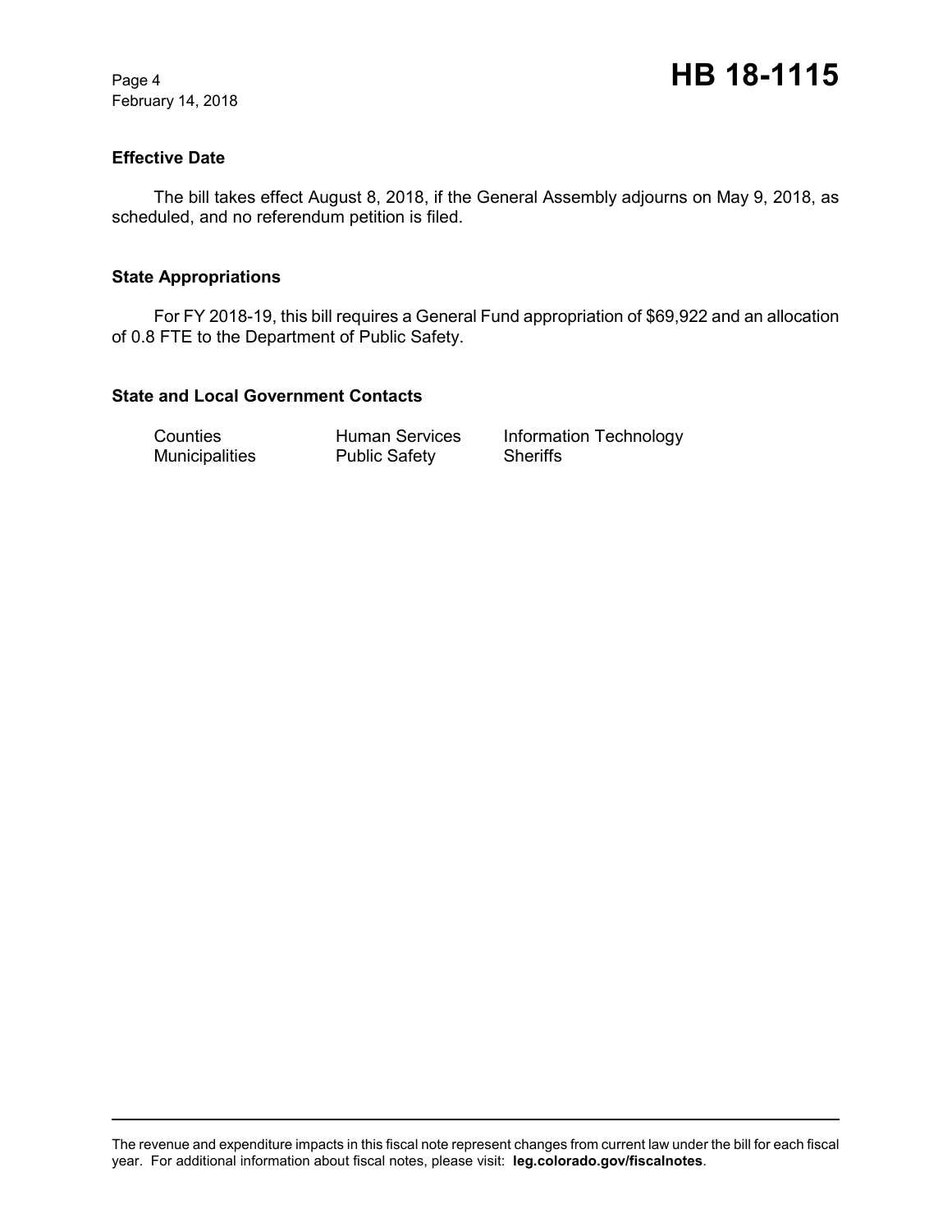## Effective Date

The bill takes effect August 8, 2018, if the General Assembly adjourns on May 9, 2018, as scheduled, and no referendum petition is filed.

## State Appropriations

For FY 2018-19, this bill requires a General Fund appropriation of $69,922 and an allocation of 0.8 FTE to the Department of Public Safety.

## State and Local Government Contacts

| | | |
|---|---|---|
| Counties | Human Services | Information Technology |
| Municipalities | Public Safety | Sheriffs |

The revenue and expenditure impacts in this fiscal note represent changes from current law under the bill for each fiscal year. For additional information about fiscal notes, please visit: **leg.colorado.gov/fiscalnotes**.